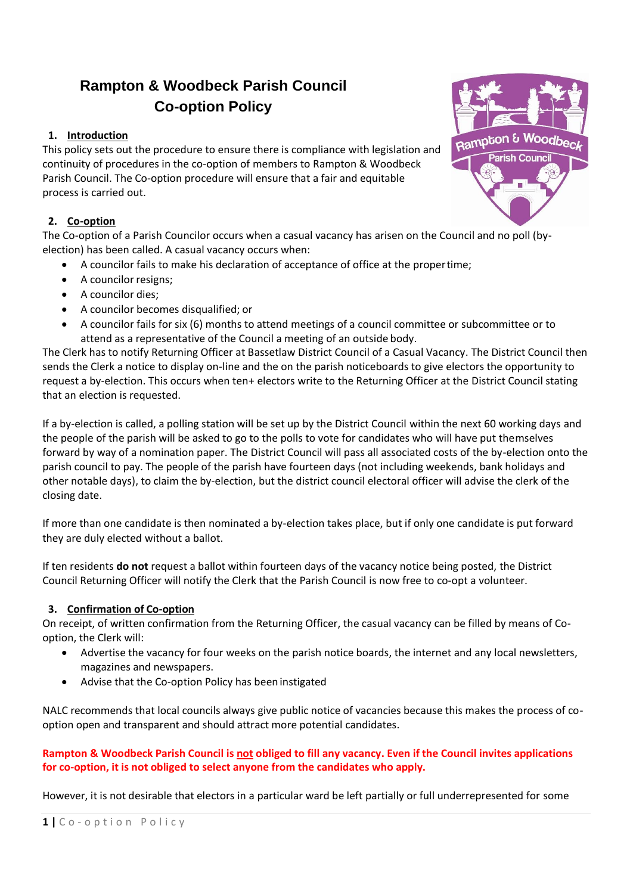# Rampton & Woodbeck Parish Council
## Co-option Policy

### 1. Introduction

This policy sets out the procedure to ensure there is compliance with legislation and continuity of procedures in the co-option of members to Rampton & Woodbeck Parish Council. The Co-option procedure will ensure that a fair and equitable process is carried out.

### 2. Co-option

The Co-option of a Parish Councilor occurs when a casual vacancy has arisen on the Council and no poll (by-election) has been called. A casual vacancy occurs when:

- A councilor fails to make his declaration of acceptance of office at the proper time;
- A councilor resigns;
- A councilor dies;
- A councilor becomes disqualified; or
- A councilor fails for six (6) months to attend meetings of a council committee or subcommittee or to attend as a representative of the Council a meeting of an outside body.

The Clerk has to notify Returning Officer at Bassetlaw District Council of a Casual Vacancy. The District Council then sends the Clerk a notice to display on-line and the on the parish noticeboards to give electors the opportunity to request a by-election. This occurs when ten+ electors write to the Returning Officer at the District Council stating that an election is requested.

If a by-election is called, a polling station will be set up by the District Council within the next 60 working days and the people of the parish will be asked to go to the polls to vote for candidates who will have put themselves forward by way of a nomination paper. The District Council will pass all associated costs of the by-election onto the parish council to pay. The people of the parish have fourteen days (not including weekends, bank holidays and other notable days), to claim the by-election, but the district council electoral officer will advise the clerk of the closing date.

If more than one candidate is then nominated a by-election takes place, but if only one candidate is put forward they are duly elected without a ballot.

If ten residents **do not** request a ballot within fourteen days of the vacancy notice being posted, the District Council Returning Officer will notify the Clerk that the Parish Council is now free to co-opt a volunteer.

### 3. Confirmation of Co-option

On receipt, of written confirmation from the Returning Officer, the casual vacancy can be filled by means of Co-option, the Clerk will:

- Advertise the vacancy for four weeks on the parish notice boards, the internet and any local newsletters, magazines and newspapers.
- Advise that the Co-option Policy has been instigated

NALC recommends that local councils always give public notice of vacancies because this makes the process of co-option open and transparent and should attract more potential candidates.

**Rampton & Woodbeck Parish Council is not obliged to fill any vacancy. Even if the Council invites applications for co-option, it is not obliged to select anyone from the candidates who apply.**

However, it is not desirable that electors in a particular ward be left partially or full underrepresented for some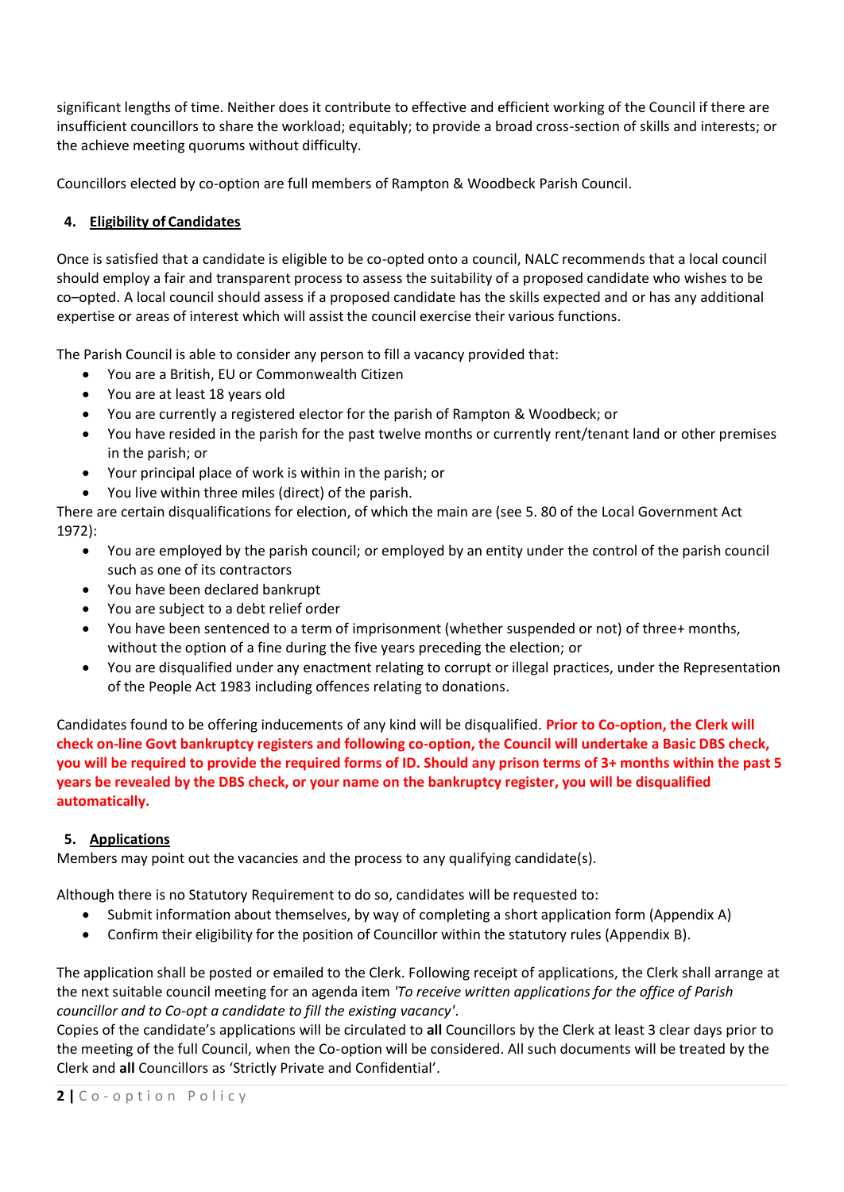significant lengths of time. Neither does it contribute to effective and efficient working of the Council if there are insufficient councillors to share the workload; equitably; to provide a broad cross-section of skills and interests; or the achieve meeting quorums without difficulty.

Councillors elected by co-option are full members of Rampton & Woodbeck Parish Council.

## 4. Eligibility of Candidates

Once is satisfied that a candidate is eligible to be co-opted onto a council, NALC recommends that a local council should employ a fair and transparent process to assess the suitability of a proposed candidate who wishes to be co–opted. A local council should assess if a proposed candidate has the skills expected and or has any additional expertise or areas of interest which will assist the council exercise their various functions.

The Parish Council is able to consider any person to fill a vacancy provided that:

- You are a British, EU or Commonwealth Citizen
- You are at least 18 years old
- You are currently a registered elector for the parish of Rampton & Woodbeck; or
- You have resided in the parish for the past twelve months or currently rent/tenant land or other premises in the parish; or
- Your principal place of work is within in the parish; or
- You live within three miles (direct) of the parish.

There are certain disqualifications for election, of which the main are (see 5. 80 of the Local Government Act 1972):

- You are employed by the parish council; or employed by an entity under the control of the parish council such as one of its contractors
- You have been declared bankrupt
- You are subject to a debt relief order
- You have been sentenced to a term of imprisonment (whether suspended or not) of three+ months, without the option of a fine during the five years preceding the election; or
- You are disqualified under any enactment relating to corrupt or illegal practices, under the Representation of the People Act 1983 including offences relating to donations.

Candidates found to be offering inducements of any kind will be disqualified. **Prior to Co-option, the Clerk will check on-line Govt bankruptcy registers and following co-option, the Council will undertake a Basic DBS check, you will be required to provide the required forms of ID. Should any prison terms of 3+ months within the past 5 years be revealed by the DBS check, or your name on the bankruptcy register, you will be disqualified automatically.**

## 5. Applications

Members may point out the vacancies and the process to any qualifying candidate(s).

Although there is no Statutory Requirement to do so, candidates will be requested to:

- Submit information about themselves, by way of completing a short application form (Appendix A)
- Confirm their eligibility for the position of Councillor within the statutory rules (Appendix B).

The application shall be posted or emailed to the Clerk. Following receipt of applications, the Clerk shall arrange at the next suitable council meeting for an agenda item *'To receive written applications for the office of Parish councillor and to Co-opt a candidate to fill the existing vacancy'*.

Copies of the candidate's applications will be circulated to **all** Councillors by the Clerk at least 3 clear days prior to the meeting of the full Council, when the Co-option will be considered. All such documents will be treated by the Clerk and **all** Councillors as 'Strictly Private and Confidential'.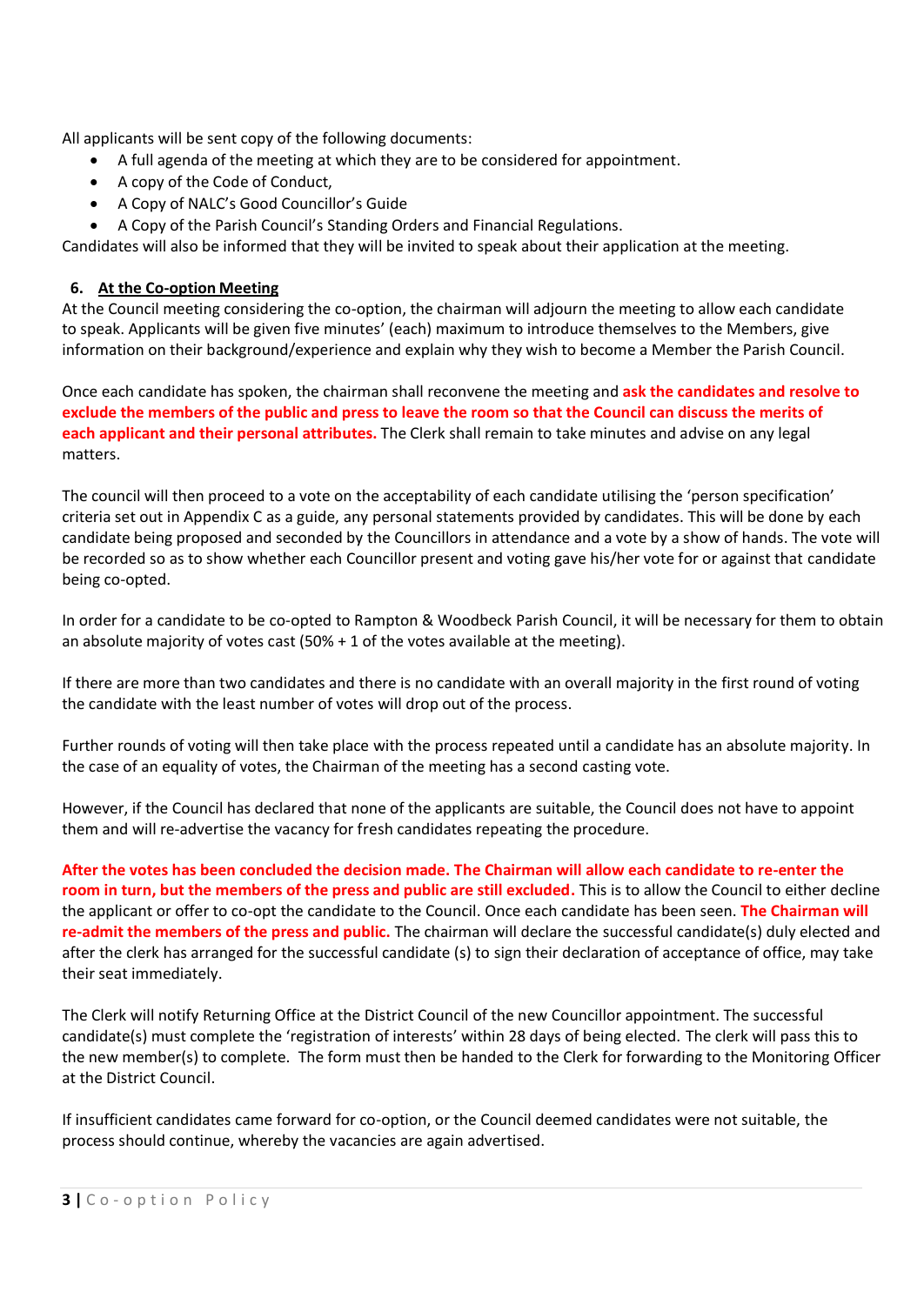All applicants will be sent copy of the following documents:

- A full agenda of the meeting at which they are to be considered for appointment.
- A copy of the Code of Conduct,
- A Copy of NALC's Good Councillor's Guide
- A Copy of the Parish Council's Standing Orders and Financial Regulations.

Candidates will also be informed that they will be invited to speak about their application at the meeting.

## 6. At the Co-option Meeting

At the Council meeting considering the co-option, the chairman will adjourn the meeting to allow each candidate to speak. Applicants will be given five minutes' (each) maximum to introduce themselves to the Members, give information on their background/experience and explain why they wish to become a Member the Parish Council.

Once each candidate has spoken, the chairman shall reconvene the meeting and **ask the candidates and resolve to exclude the members of the public and press to leave the room so that the Council can discuss the merits of each applicant and their personal attributes.** The Clerk shall remain to take minutes and advise on any legal matters.

The council will then proceed to a vote on the acceptability of each candidate utilising the 'person specification' criteria set out in Appendix C as a guide, any personal statements provided by candidates. This will be done by each candidate being proposed and seconded by the Councillors in attendance and a vote by a show of hands. The vote will be recorded so as to show whether each Councillor present and voting gave his/her vote for or against that candidate being co-opted.

In order for a candidate to be co-opted to Rampton & Woodbeck Parish Council, it will be necessary for them to obtain an absolute majority of votes cast (50% + 1 of the votes available at the meeting).

If there are more than two candidates and there is no candidate with an overall majority in the first round of voting the candidate with the least number of votes will drop out of the process.

Further rounds of voting will then take place with the process repeated until a candidate has an absolute majority. In the case of an equality of votes, the Chairman of the meeting has a second casting vote.

However, if the Council has declared that none of the applicants are suitable, the Council does not have to appoint them and will re-advertise the vacancy for fresh candidates repeating the procedure.

**After the votes has been concluded the decision made. The Chairman will allow each candidate to re-enter the room in turn, but the members of the press and public are still excluded.** This is to allow the Council to either decline the applicant or offer to co-opt the candidate to the Council. Once each candidate has been seen. **The Chairman will re-admit the members of the press and public.** The chairman will declare the successful candidate(s) duly elected and after the clerk has arranged for the successful candidate (s) to sign their declaration of acceptance of office, may take their seat immediately.

The Clerk will notify Returning Office at the District Council of the new Councillor appointment. The successful candidate(s) must complete the 'registration of interests' within 28 days of being elected. The clerk will pass this to the new member(s) to complete. The form must then be handed to the Clerk for forwarding to the Monitoring Officer at the District Council.

If insufficient candidates came forward for co-option, or the Council deemed candidates were not suitable, the process should continue, whereby the vacancies are again advertised.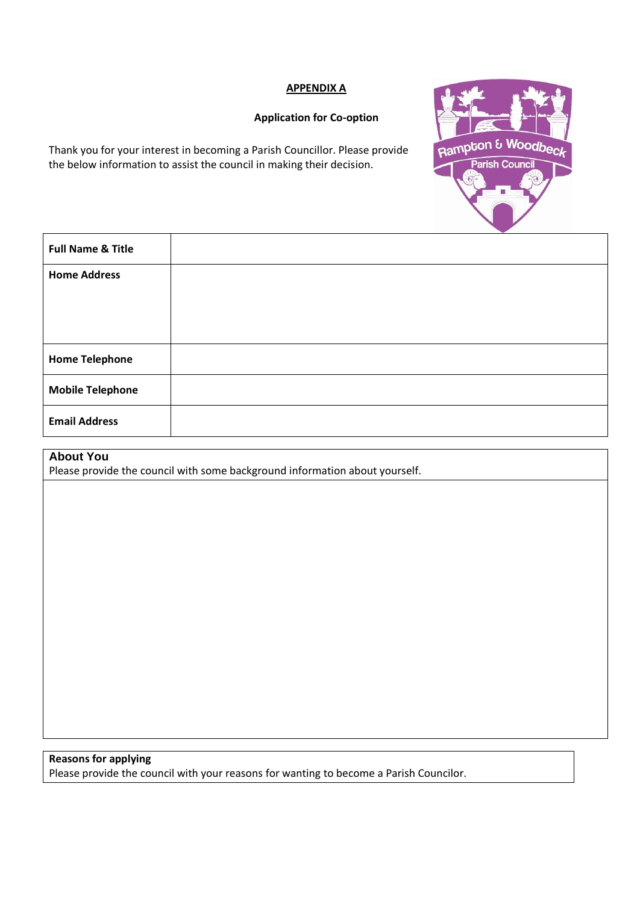**APPENDIX A**

**Application for Co-option**

Thank you for your interest in becoming a Parish Councillor. Please provide the below information to assist the council in making their decision.

| | |
|---|---|
| **Full Name & Title** | |
| **Home Address** | |
| **Home Telephone** | |
| **Mobile Telephone** | |
| **Email Address** | |

| **About You**<br>Please provide the council with some background information about yourself. |
|---|
| |

| **Reasons for applying**<br>Please provide the council with your reasons for wanting to become a Parish Councilor. |
|---|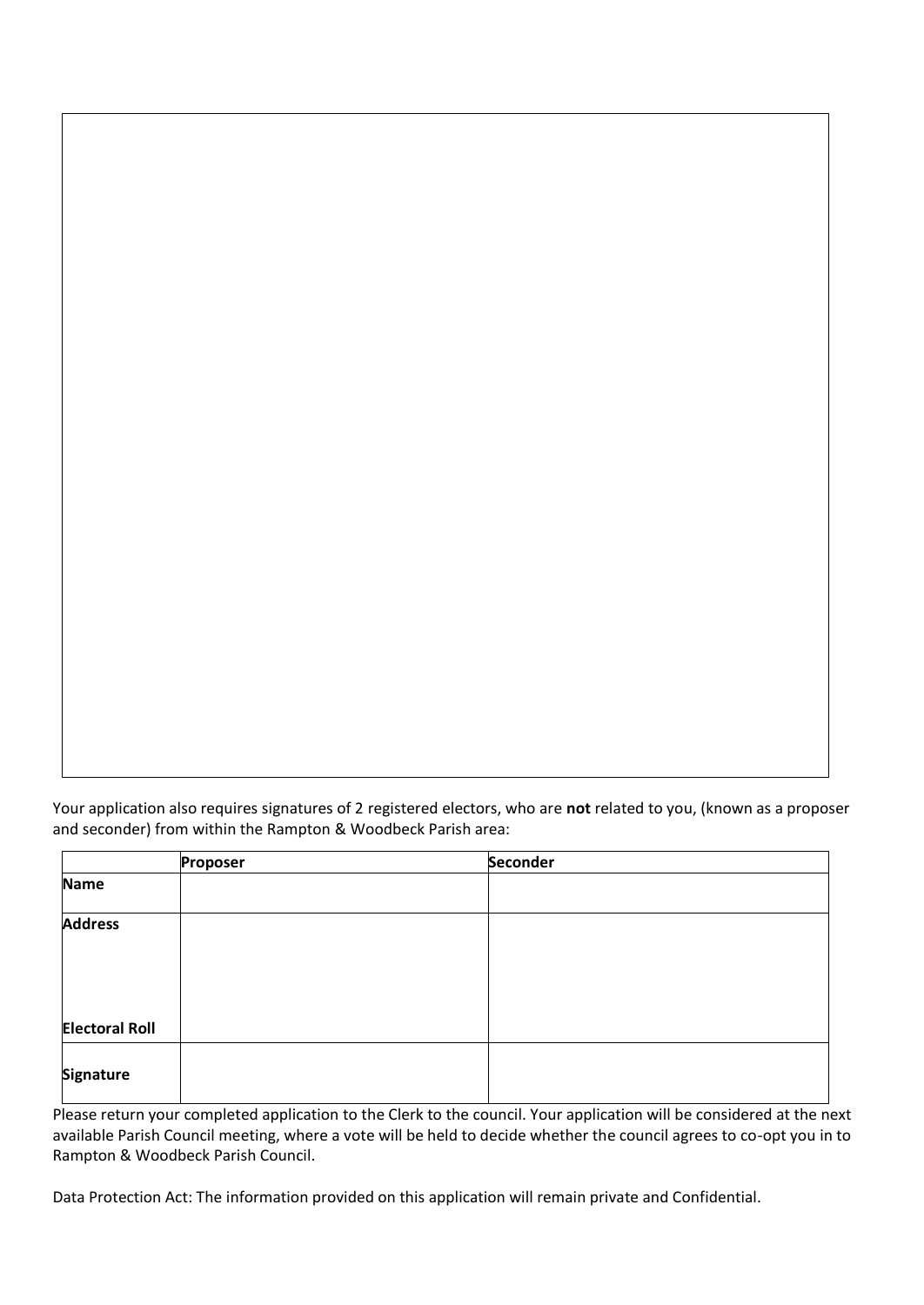Your application also requires signatures of 2 registered electors, who are **not** related to you, (known as a proposer and seconder) from within the Rampton & Woodbeck Parish area:

| | **Proposer** | **Seconder** |
|---|---|---|
| **Name** | | |
| **Address**<br><br>**Electoral Roll** | | |
| **Signature** | | |

Please return your completed application to the Clerk to the council. Your application will be considered at the next available Parish Council meeting, where a vote will be held to decide whether the council agrees to co-opt you in to Rampton & Woodbeck Parish Council.

Data Protection Act: The information provided on this application will remain private and Confidential.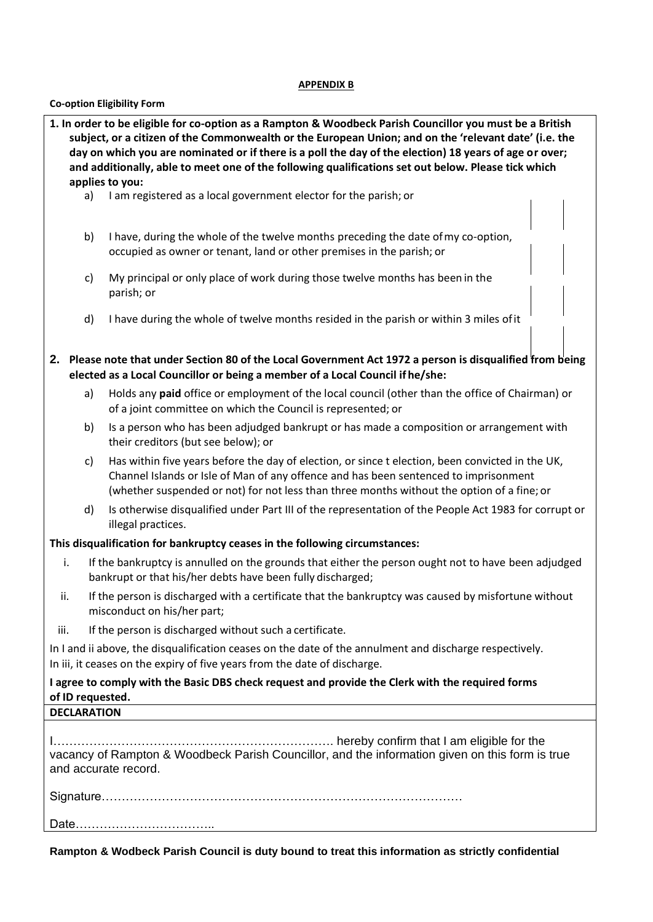**APPENDIX B**

**Co-option Eligibility Form**

**1. In order to be eligible for co-option as a Rampton & Woodbeck Parish Councillor you must be a British subject, or a citizen of the Commonwealth or the European Union; and on the 'relevant date' (i.e. the day on which you are nominated or if there is a poll the day of the election) 18 years of age or over; and additionally, able to meet one of the following qualifications set out below. Please tick which applies to you:**

a) I am registered as a local government elector for the parish; or

b) I have, during the whole of the twelve months preceding the date of my co-option, occupied as owner or tenant, land or other premises in the parish; or

c) My principal or only place of work during those twelve months has been in the parish; or

d) I have during the whole of twelve months resided in the parish or within 3 miles of it

**2. Please note that under Section 80 of the Local Government Act 1972 a person is disqualified from being elected as a Local Councillor or being a member of a Local Council if he/she:**

a) Holds any **paid** office or employment of the local council (other than the office of Chairman) or of a joint committee on which the Council is represented; or

b) Is a person who has been adjudged bankrupt or has made a composition or arrangement with their creditors (but see below); or

c) Has within five years before the day of election, or since t election, been convicted in the UK, Channel Islands or Isle of Man of any offence and has been sentenced to imprisonment (whether suspended or not) for not less than three months without the option of a fine; or

d) Is otherwise disqualified under Part III of the representation of the People Act 1983 for corrupt or illegal practices.

**This disqualification for bankruptcy ceases in the following circumstances:**

i. If the bankruptcy is annulled on the grounds that either the person ought not to have been adjudged bankrupt or that his/her debts have been fully discharged;

ii. If the person is discharged with a certificate that the bankruptcy was caused by misfortune without misconduct on his/her part;

iii. If the person is discharged without such a certificate.

In I and ii above, the disqualification ceases on the date of the annulment and discharge respectively.
In iii, it ceases on the expiry of five years from the date of discharge.

**I agree to comply with the Basic DBS check request and provide the Clerk with the required forms of ID requested.**

**DECLARATION**

I……………………………………………………………. hereby confirm that I am eligible for the vacancy of Rampton & Woodbeck Parish Councillor, and the information given on this form is true and accurate record.

Signature………………………………………………………………………………

Date……………………………..

**Rampton & Wodbeck Parish Council is duty bound to treat this information as strictly confidential**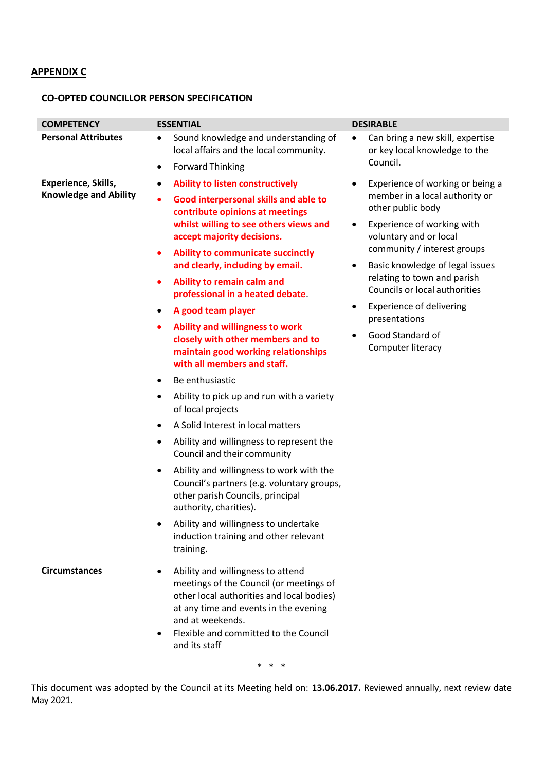## APPENDIX C

### CO-OPTED COUNCILLOR PERSON SPECIFICATION

| COMPETENCY | ESSENTIAL | DESIRABLE |
|---|---|---|
| **Personal Attributes** | • Sound knowledge and understanding of local affairs and the local community.<br>• Forward Thinking | • Can bring a new skill, expertise or key local knowledge to the Council. |
| **Experience, Skills, Knowledge and Ability** | • **Ability to listen constructively**<br>• **Good interpersonal skills and able to contribute opinions at meetings whilst willing to see others views and accept majority decisions.**<br>• **Ability to communicate succinctly and clearly, including by email.**<br>• **Ability to remain calm and professional in a heated debate**.<br>• **A good team player**<br>• **Ability and willingness to work closely with other members and to maintain good working relationships with all members and staff.**<br>• Be enthusiastic<br>• Ability to pick up and run with a variety of local projects<br>• A Solid Interest in local matters<br>• Ability and willingness to represent the Council and their community<br>• Ability and willingness to work with the Council's partners (e.g. voluntary groups, other parish Councils, principal authority, charities).<br>• Ability and willingness to undertake induction training and other relevant training. | • Experience of working or being a member in a local authority or other public body<br>• Experience of working with voluntary and or local community / interest groups<br>• Basic knowledge of legal issues relating to town and parish Councils or local authorities<br>• Experience of delivering presentations<br>• Good Standard of Computer literacy |
| **Circumstances** | • Ability and willingness to attend meetings of the Council (or meetings of other local authorities and local bodies) at any time and events in the evening and at weekends.<br>• Flexible and committed to the Council and its staff | |

\* \* \*

This document was adopted by the Council at its Meeting held on: **13.06.2017.** Reviewed annually, next review date May 2021.